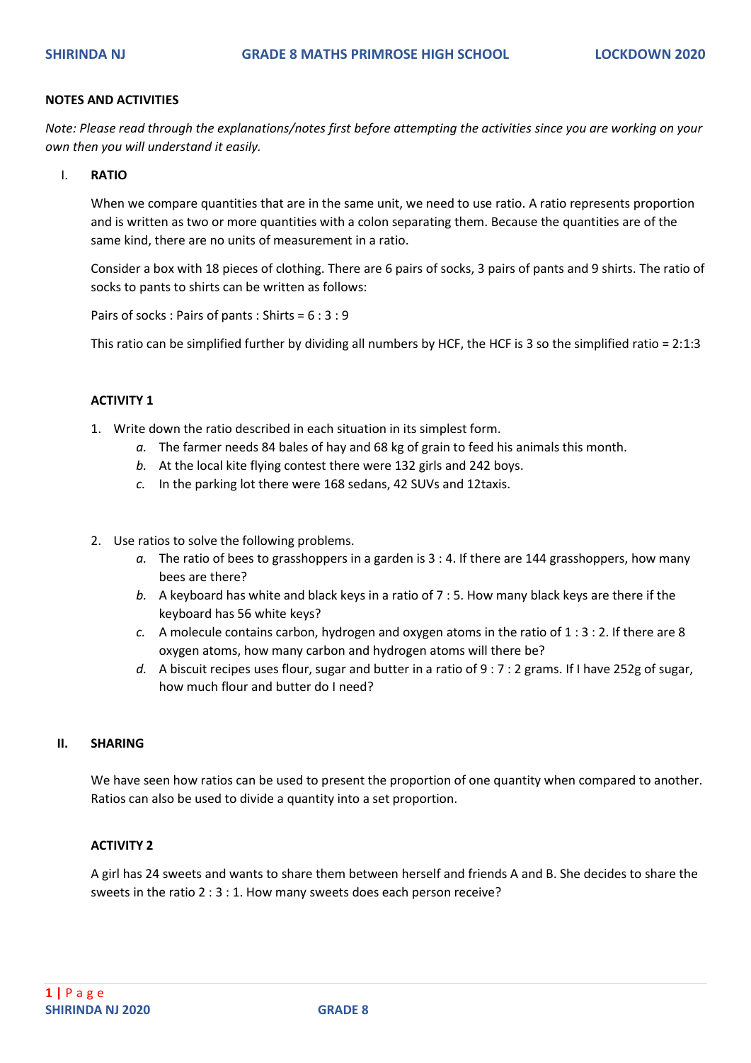**NOTES AND ACTIVITIES**

*Note: Please read through the explanations/notes first before attempting the activities since you are working on your own then you will understand it easily.*

## I. RATIO

When we compare quantities that are in the same unit, we need to use ratio. A ratio represents proportion and is written as two or more quantities with a colon separating them. Because the quantities are of the same kind, there are no units of measurement in a ratio.

Consider a box with 18 pieces of clothing. There are 6 pairs of socks, 3 pairs of pants and 9 shirts. The ratio of socks to pants to shirts can be written as follows:

Pairs of socks : Pairs of pants : Shirts = 6 : 3 : 9

This ratio can be simplified further by dividing all numbers by HCF, the HCF is 3 so the simplified ratio = 2:1:3

### ACTIVITY 1

1. Write down the ratio described in each situation in its simplest form.
   *a.* The farmer needs 84 bales of hay and 68 kg of grain to feed his animals this month.
   *b.* At the local kite flying contest there were 132 girls and 242 boys.
   *c.* In the parking lot there were 168 sedans, 42 SUVs and 12taxis.

2. Use ratios to solve the following problems.
   *a.* The ratio of bees to grasshoppers in a garden is 3 : 4. If there are 144 grasshoppers, how many bees are there?
   *b.* A keyboard has white and black keys in a ratio of 7 : 5. How many black keys are there if the keyboard has 56 white keys?
   *c.* A molecule contains carbon, hydrogen and oxygen atoms in the ratio of 1 : 3 : 2. If there are 8 oxygen atoms, how many carbon and hydrogen atoms will there be?
   *d.* A biscuit recipes uses flour, sugar and butter in a ratio of 9 : 7 : 2 grams. If I have 252g of sugar, how much flour and butter do I need?

## II. SHARING

We have seen how ratios can be used to present the proportion of one quantity when compared to another. Ratios can also be used to divide a quantity into a set proportion.

### ACTIVITY 2

A girl has 24 sweets and wants to share them between herself and friends A and B. She decides to share the sweets in the ratio 2 : 3 : 1. How many sweets does each person receive?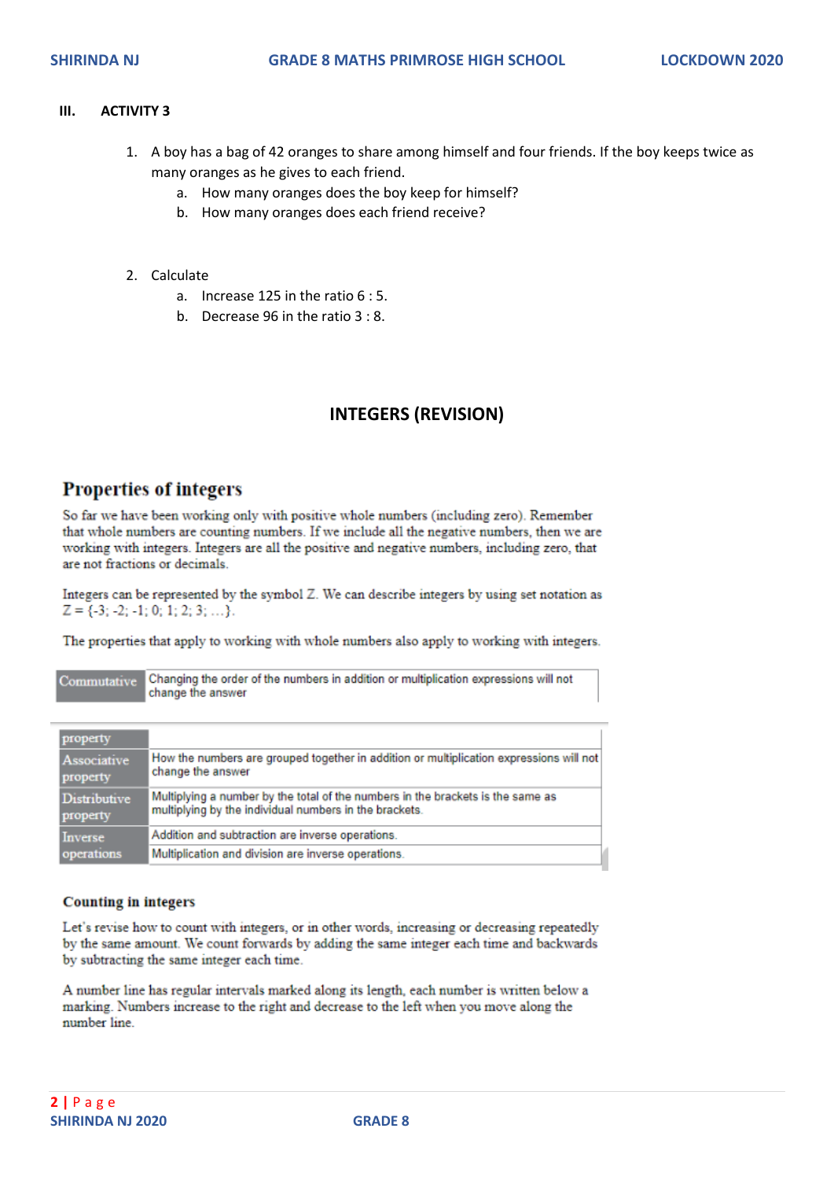### III. ACTIVITY 3

1. A boy has a bag of 42 oranges to share among himself and four friends. If the boy keeps twice as many oranges as he gives to each friend.
   a. How many oranges does the boy keep for himself?
   b. How many oranges does each friend receive?

2. Calculate
   a. Increase 125 in the ratio 6 : 5.
   b. Decrease 96 in the ratio 3 : 8.

## INTEGERS (REVISION)

## Properties of integers

So far we have been working only with positive whole numbers (including zero). Remember that whole numbers are counting numbers. If we include all the negative numbers, then we are working with integers. Integers are all the positive and negative numbers, including zero, that are not fractions or decimals.

Integers can be represented by the symbol Z. We can describe integers by using set notation as $Z = \{-3; -2; -1; 0; 1; 2; 3; \ldots\}$.

The properties that apply to working with whole numbers also apply to working with integers.

| | |
|---|---|
| Commutative property | Changing the order of the numbers in addition or multiplication expressions will not change the answer |
| Associative property | How the numbers are grouped together in addition or multiplication expressions will not change the answer |
| Distributive property | Multiplying a number by the total of the numbers in the brackets is the same as multiplying by the individual numbers in the brackets. |
| Inverse operations | Addition and subtraction are inverse operations. |
| | Multiplication and division are inverse operations. |

### Counting in integers

Let's revise how to count with integers, or in other words, increasing or decreasing repeatedly by the same amount. We count forwards by adding the same integer each time and backwards by subtracting the same integer each time.

A number line has regular intervals marked along its length, each number is written below a marking. Numbers increase to the right and decrease to the left when you move along the number line.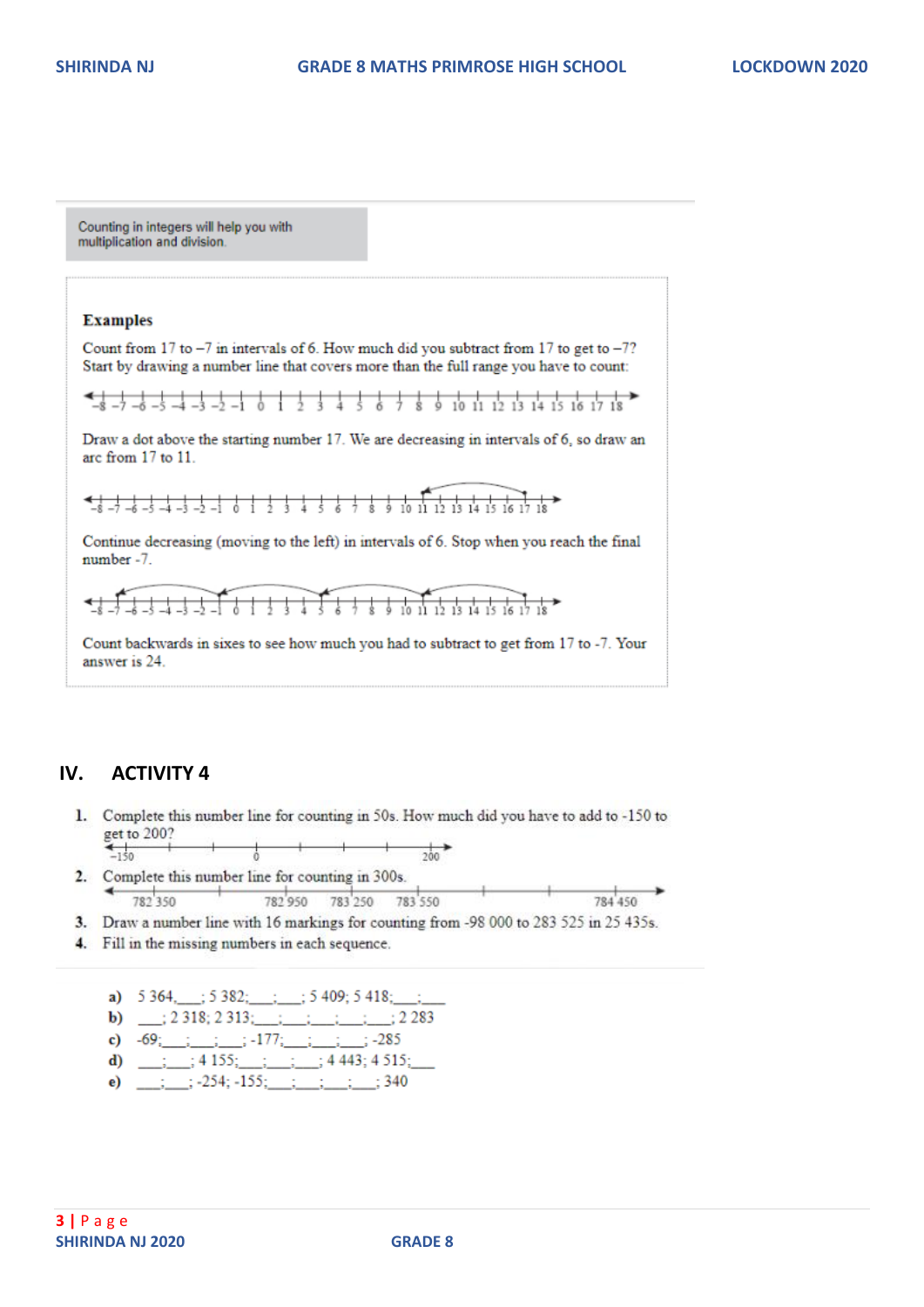Counting in integers will help you with multiplication and division.

**Examples**

Count from 17 to −7 in intervals of 6. How much did you subtract from 17 to get to −7? Start by drawing a number line that covers more than the full range you have to count:

−8 −7 −6 −5 −4 −3 −2 −1 0 1 2 3 4 5 6 7 8 9 10 11 12 13 14 15 16 17 18

Draw a dot above the starting number 17. We are decreasing in intervals of 6, so draw an arc from 17 to 11.

−8 −7 −6 −5 −4 −3 −2 −1 0 1 2 3 4 5 6 7 8 9 10 11 12 13 14 15 16 17 18

Continue decreasing (moving to the left) in intervals of 6. Stop when you reach the final number -7.

−8 −7 −6 −5 −4 −3 −2 −1 0 1 2 3 4 5 6 7 8 9 10 11 12 13 14 15 16 17 18

Count backwards in sixes to see how much you had to subtract to get from 17 to -7. Your answer is 24.

## IV. ACTIVITY 4

1. Complete this number line for counting in 50s. How much did you have to add to -150 to get to 200?

   −150 ___ ___ 0 ___ ___ ___ 200

2. Complete this number line for counting in 300s.

   782 350 ___ 782 950 783 250 783 550 ___ ___ 784 450

3. Draw a number line with 16 markings for counting from -98 000 to 283 525 in 25 435s.
4. Fill in the missing numbers in each sequence.

   a) 5 364,___; 5 382;___;___; 5 409; 5 418;___;___
   b) ___; 2 318; 2 313;___;___;___;___;___; 2 283
   c) -69;___;___;___; -177;___;___;___; -285
   d) ___;___; 4 155;___;___;___; 4 443; 4 515;___
   e) ___;___; -254; -155;___;___;___;___; 340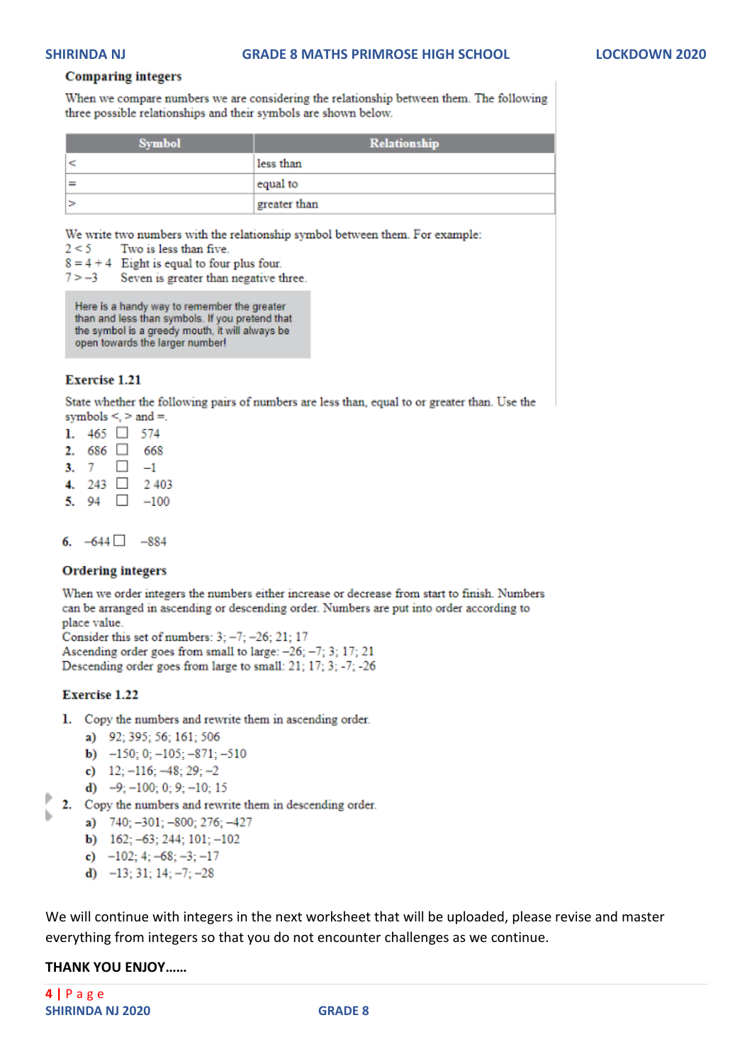## Comparing integers

When we compare numbers we are considering the relationship between them. The following three possible relationships and their symbols are shown below.

| Symbol | Relationship |
|---|---|
| < | less than |
| = | equal to |
| > | greater than |

We write two numbers with the relationship symbol between them. For example:

$2 < 5$ Two is less than five.
$8 = 4 + 4$ Eight is equal to four plus four.
$7 > -3$ Seven is greater than negative three.

> Here is a handy way to remember the greater than and less than symbols. If you pretend that the symbol is a greedy mouth, it will always be open towards the larger number!

### Exercise 1.21

State whether the following pairs of numbers are less than, equal to or greater than. Use the symbols <, > and =.

1. 465 ☐ 574
2. 686 ☐ 668
3. 7 ☐ −1
4. 243 ☐ 2 403
5. 94 ☐ −100
6. −644 ☐ −884

## Ordering integers

When we order integers the numbers either increase or decrease from start to finish. Numbers can be arranged in ascending or descending order. Numbers are put into order according to place value.

Consider this set of numbers: 3; −7; −26; 21; 17
Ascending order goes from small to large: −26; −7; 3; 17; 21
Descending order goes from large to small: 21; 17; 3; -7; -26

### Exercise 1.22

1. Copy the numbers and rewrite them in ascending order.
   - a) 92; 395; 56; 161; 506
   - b) −150; 0; −105; −871; −510
   - c) 12; −116; −48; 29; −2
   - d) −9; −100; 0; 9; −10; 15
2. Copy the numbers and rewrite them in descending order.
   - a) 740; −301; −800; 276; −427
   - b) 162; −63; 244; 101; −102
   - c) −102; 4; −68; −3; −17
   - d) −13; 31; 14; −7; −28

We will continue with integers in the next worksheet that will be uploaded, please revise and master everything from integers so that you do not encounter challenges as we continue.

**THANK YOU ENJOY……**